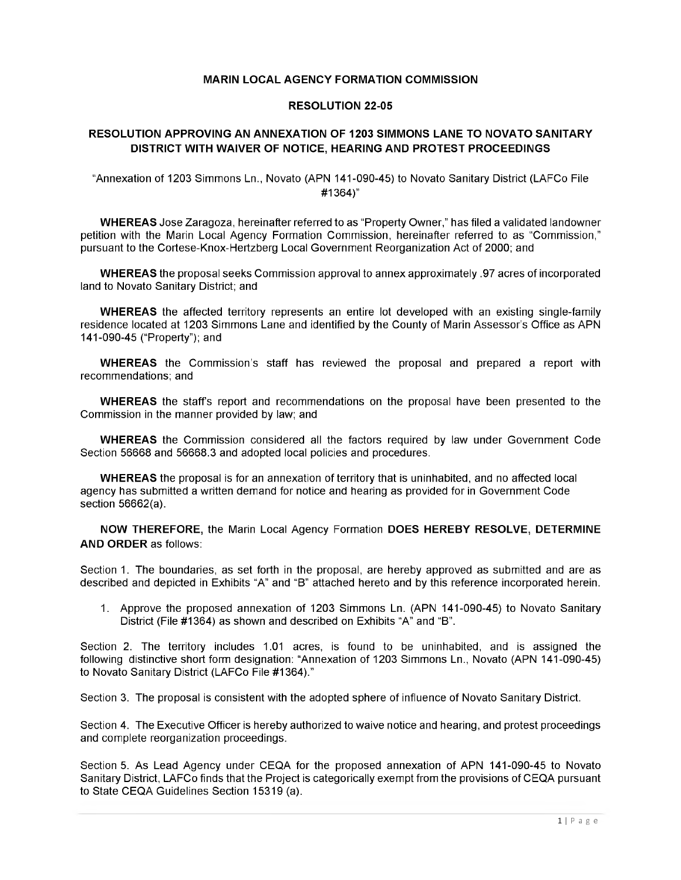**MARIN LOCAL AGENCY FORMATION COMMISSION**

**RESOLUTION 22-05**

**RESOLUTION APPROVING AN ANNEXATION OF 1203 SIMMONS LANE TO NOVATO SANITARY DISTRICT WITH WAIVER OF NOTICE, HEARING AND PROTEST PROCEEDINGS**

"Annexation of 1203 Simmons Ln., Novato (APN 141-090-45) to Novato Sanitary District (LAFCo File #1364)"

**WHEREAS** Jose Zaragoza, hereinafter referred to as "Property Owner," has filed a validated landowner petition with the Marin Local Agency Formation Commission, hereinafter referred to as "Commission," pursuant to the Cortese-Knox-Hertzberg Local Government Reorganization Act of 2000; and

**WHEREAS** the proposal seeks Commission approval to annex approximately .97 acres of incorporated land to Novato Sanitary District; and

**WHEREAS** the affected territory represents an entire lot developed with an existing single-family residence located at 1203 Simmons Lane and identified by the County of Marin Assessor's Office as APN 141-090-45 ("Property"); and

**WHEREAS** the Commission's staff has reviewed the proposal and prepared a report with recommendations; and

**WHEREAS** the staff's report and recommendations on the proposal have been presented to the Commission in the manner provided by law; and

**WHEREAS** the Commission considered all the factors required by law under Government Code Section 56668 and 56668.3 and adopted local policies and procedures.

**WHEREAS** the proposal is for an annexation of territory that is uninhabited, and no affected local agency has submitted a written demand for notice and hearing as provided for in Government Code section 56662(a).

**NOW THEREFORE,** the Marin Local Agency Formation **DOES HEREBY RESOLVE, DETERMINE AND ORDER** as follows:

Section 1. The boundaries, as set forth in the proposal, are hereby approved as submitted and are as described and depicted in Exhibits "A" and "B" attached hereto and by this reference incorporated herein.

1. Approve the proposed annexation of 1203 Simmons Ln. (APN 141-090-45) to Novato Sanitary District (File #1364) as shown and described on Exhibits "A" and "B".

Section 2. The territory includes 1.01 acres, is found to be uninhabited, and is assigned the following distinctive short form designation: "Annexation of 1203 Simmons Ln., Novato (APN 141-090-45) to Novato Sanitary District (LAFCo File #1364)."

Section 3. The proposal is consistent with the adopted sphere of influence of Novato Sanitary District.

Section 4. The Executive Officer is hereby authorized to waive notice and hearing, and protest proceedings and complete reorganization proceedings.

Section 5. As Lead Agency under CEQA for the proposed annexation of APN 141-090-45 to Novato Sanitary District, LAFCo finds that the Project is categorically exempt from the provisions of CEQA pursuant to State CEQA Guidelines Section 15319 (a).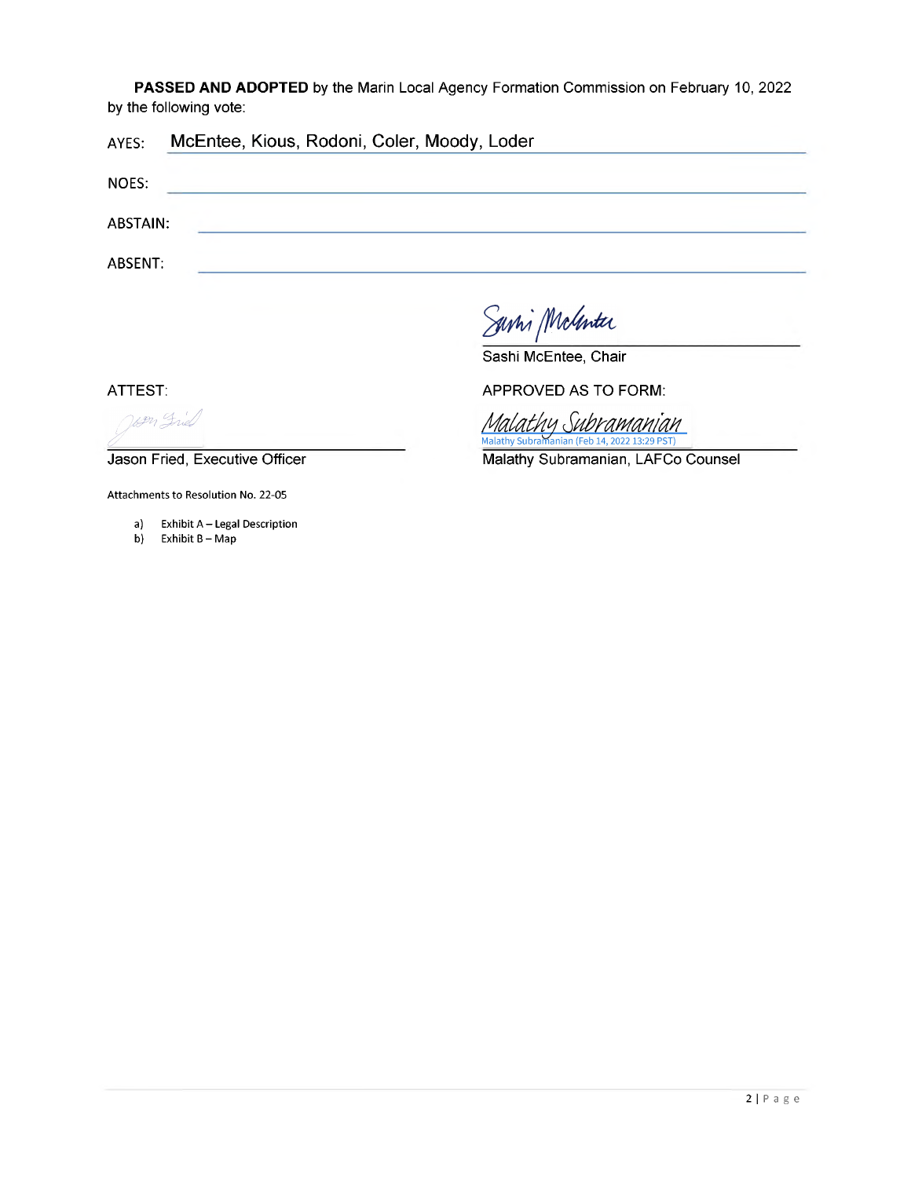**PASSED AND ADOPTED** by the Marin Local Agency Formation Commission on February 10, 2022 by the following vote:

AYES: McEntee, Kious, Rodoni, Coler, Moody, Loder

NOES:

ABSTAIN:

ABSENT:

Sashi McEntee, Chair

ATTEST:

Jason Fried, Executive Officer

APPROVED AS TO FORM:

Malathy Subramanian
Malathy Subramanian (Feb 14, 2022 13:29 PST)

Malathy Subramanian, LAFCo Counsel

Attachments to Resolution No. 22-05

a) Exhibit A – Legal Description
b) Exhibit B – Map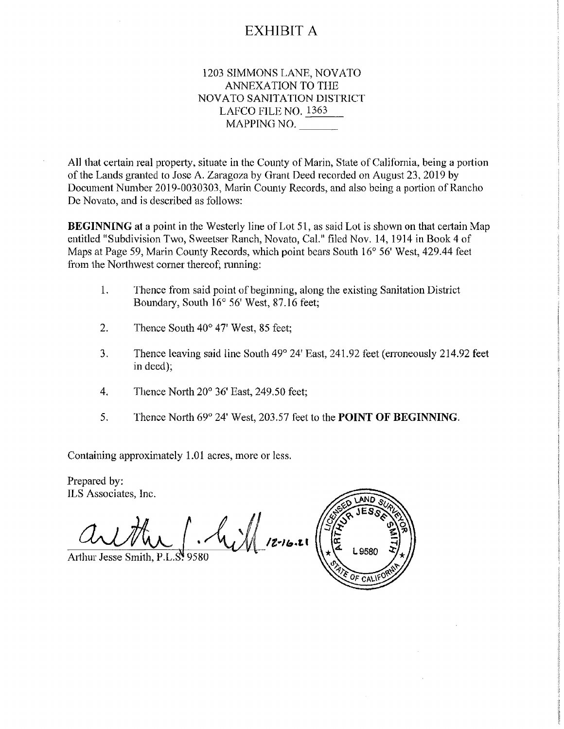# EXHIBIT A

1203 SIMMONS LANE, NOVATO
ANNEXATION TO THE
NOVATO SANITATION DISTRICT
LAFCO FILE NO. 1363
MAPPING NO. \_\_\_\_\_\_\_

All that certain real property, situate in the County of Marin, State of California, being a portion of the Lands granted to Jose A. Zaragoza by Grant Deed recorded on August 23, 2019 by Document Number 2019-0030303, Marin County Records, and also being a portion of Rancho De Novato, and is described as follows:

**BEGINNING** at a point in the Westerly line of Lot 51, as said Lot is shown on that certain Map entitled "Subdivision Two, Sweetser Ranch, Novato, Cal." filed Nov. 14, 1914 in Book 4 of Maps at Page 59, Marin County Records, which point bears South 16° 56' West, 429.44 feet from the Northwest corner thereof; running:

1. Thence from said point of beginning, along the existing Sanitation District Boundary, South 16° 56' West, 87.16 feet;
2. Thence South 40° 47' West, 85 feet;
3. Thence leaving said line South 49° 24' East, 241.92 feet (erroneously 214.92 feet in deed);
4. Thence North 20° 36' East, 249.50 feet;
5. Thence North 69° 24' West, 203.57 feet to the **POINT OF BEGINNING**.

Containing approximately 1.01 acres, more or less.

Prepared by:
ILS Associates, Inc.

Arthur Jesse Smith, P.L.S. 9580 — 12-16-21

LICENSED LAND SURVEYOR
ARTHUR JESSE SMITH
L 9580
STATE OF CALIFORNIA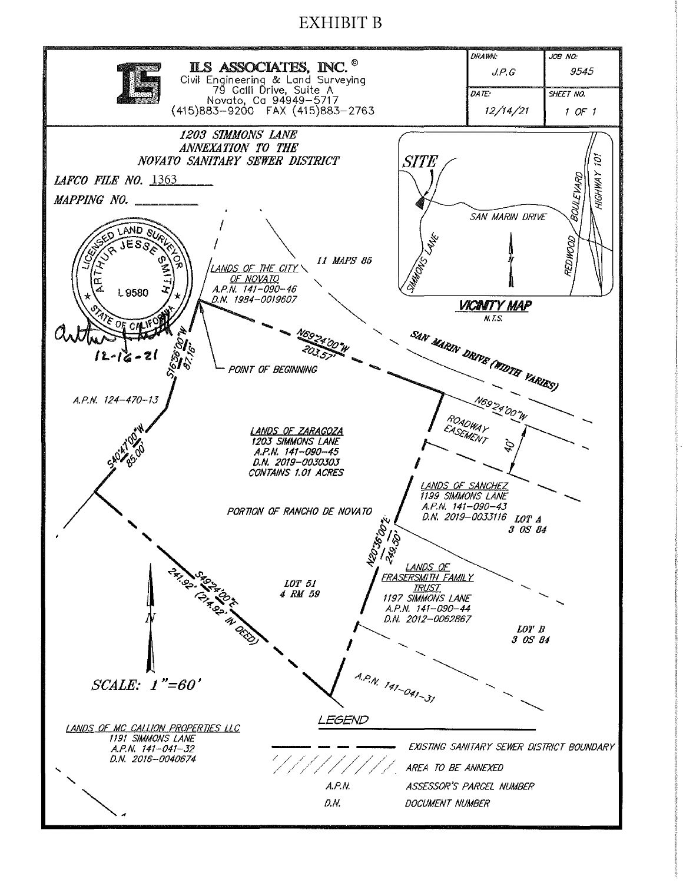# EXHIBIT B

**ILS ASSOCIATES, INC.** ©
Civil Engineering & Land Surveying
79 Galli Drive, Suite A
Novato, Ca 94949-5717
(415)883-9200 FAX (415)883-2763

| DRAWN: | JOB NO: |
|---|---|
| J.P.G | 9545 |
| DATE: | SHEET NO. |
| 12/14/21 | 1 OF 1 |

*1203 SIMMONS LANE*
*ANNEXATION TO THE*
*NOVATO SANITARY SEWER DISTRICT*

*LAFCO FILE NO.* 1363

*MAPPING NO.* ________

LICENSED LAND SURVEYOR
ARTHUR JESSE SMITH
L 9580
STATE OF CALIFORNIA

12-16-21

LANDS OF THE CITY OF NOVATO
A.P.N. 141-090-46
D.N. 1984-0019607

11 MAPS 85

POINT OF BEGINNING

N69°24'00"W
203.57'

SAN MARIN DRIVE (WIDTH VARIES)

N69°24'00"W

ROADWAY EASEMENT

40'

S16°56'00"W
87.16'

A.P.N. 124-470-13

S40°47'00"W
85.00'

LANDS OF ZARAGOZA
1203 SIMMONS LANE
A.P.N. 141-090-45
D.N. 2019-0030303
CONTAINS 1.01 ACRES

PORTION OF RANCHO DE NOVATO

LANDS OF SANCHEZ
1199 SIMMONS LANE
A.P.N. 141-090-43
D.N. 2019-0033116

LOT A
3 OS 84

N20°36'00"E
249.50'

LANDS OF FRASERSMITH FAMILY TRUST
1197 SIMMONS LANE
A.P.N. 141-090-44
D.N. 2012-0062867

LOT B
3 OS 84

LOT 51
4 RM 59

S49°24'00"E
241.92' (214.92' IN DEED)

A.P.N. 141-041-31

SCALE: 1"=60'

LANDS OF MC CALLION PROPERTIES LLC
1191 SIMMONS LANE
A.P.N. 141-041-32
D.N. 2016-0040674

VICINITY MAP
N.T.S.

SITE
SAN MARIN DRIVE
SIMMONS LANE
REDWOOD BOULEVARD
HIGHWAY 101

LEGEND

EXISTING SANITARY SEWER DISTRICT BOUNDARY
AREA TO BE ANNEXED
A.P.N. ASSESSOR'S PARCEL NUMBER
D.N. DOCUMENT NUMBER